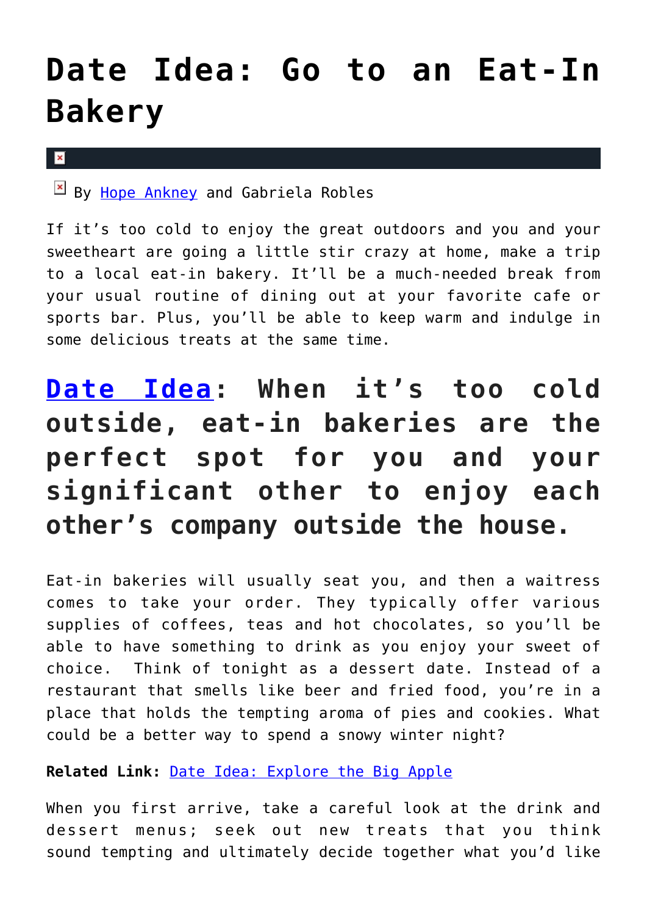# Date Idea: Go to an Eat-In Bakery

By Hope Ankney and Gabriela Robles

If it's too cold to enjoy the great outdoors and you and your sweetheart are going a little stir crazy at home, make a trip to a local eat-in bakery. It'll be a much-needed break from your usual routine of dining out at your favorite cafe or sports bar. Plus, you'll be able to keep warm and indulge in some delicious treats at the same time.

## Date Idea: When it's too cold outside, eat-in bakeries are the perfect spot for you and your significant other to enjoy each other's company outside the house.

Eat-in bakeries will usually seat you, and then a waitress comes to take your order. They typically offer various supplies of coffees, teas and hot chocolates, so you'll be able to have something to drink as you enjoy your sweet of choice. Think of tonight as a dessert date. Instead of a restaurant that smells like beer and fried food, you're in a place that holds the tempting aroma of pies and cookies. What could be a better way to spend a snowy winter night?

**Related Link:** Date Idea: Explore the Big Apple

When you first arrive, take a careful look at the drink and dessert menus; seek out new treats that you think sound tempting and ultimately decide together what you'd like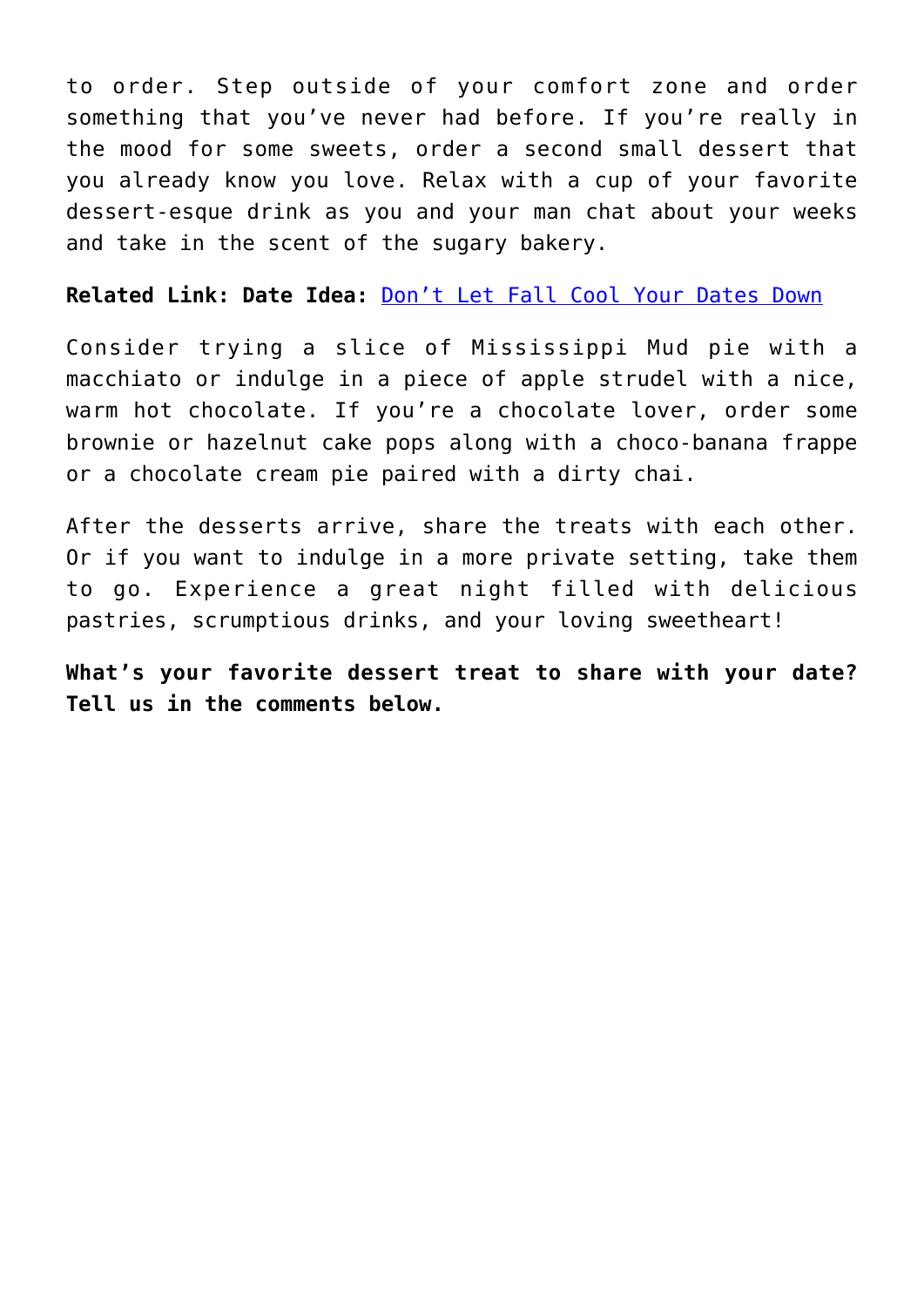to order. Step outside of your comfort zone and order something that you've never had before. If you're really in the mood for some sweets, order a second small dessert that you already know you love. Relax with a cup of your favorite dessert-esque drink as you and your man chat about your weeks and take in the scent of the sugary bakery.

**Related Link: Date Idea:** Don't Let Fall Cool Your Dates Down

Consider trying a slice of Mississippi Mud pie with a macchiato or indulge in a piece of apple strudel with a nice, warm hot chocolate. If you're a chocolate lover, order some brownie or hazelnut cake pops along with a choco-banana frappe or a chocolate cream pie paired with a dirty chai.

After the desserts arrive, share the treats with each other. Or if you want to indulge in a more private setting, take them to go. Experience a great night filled with delicious pastries, scrumptious drinks, and your loving sweetheart!

**What's your favorite dessert treat to share with your date? Tell us in the comments below.**